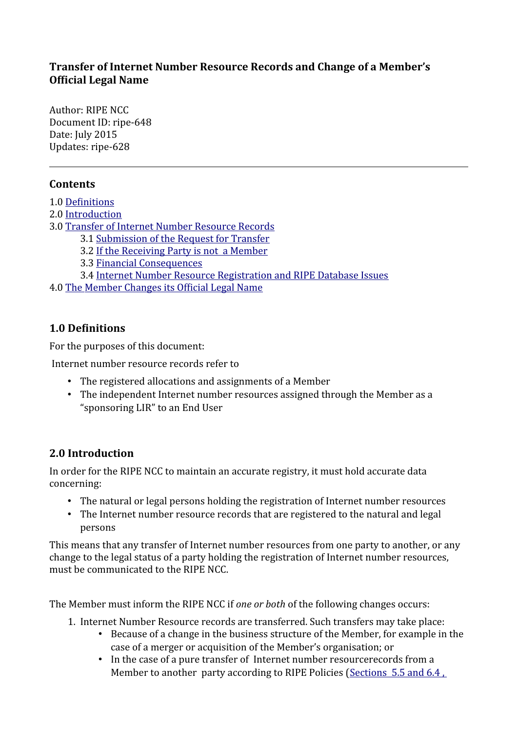# Transfer of Internet Number Resource Records and Change of a Member's Official Legal Name

Author: RIPE NCC
Document ID: ripe-648
Date: July 2015
Updates: ripe-628

---

## Contents

1.0 [Definitions](#)
2.0 [Introduction](#)
3.0 [Transfer of Internet Number Resource Records](#)
  3.1 [Submission of the Request for Transfer](#)
  3.2 [If the Receiving Party is not a Member](#)
  3.3 [Financial Consequences](#)
  3.4 [Internet Number Resource Registration and RIPE Database Issues](#)
4.0 [The Member Changes its Official Legal Name](#)

## 1.0 Definitions

For the purposes of this document:

Internet number resource records refer to

- The registered allocations and assignments of a Member
- The independent Internet number resources assigned through the Member as a "sponsoring LIR" to an End User

## 2.0 Introduction

In order for the RIPE NCC to maintain an accurate registry, it must hold accurate data concerning:

- The natural or legal persons holding the registration of Internet number resources
- The Internet number resource records that are registered to the natural and legal persons

This means that any transfer of Internet number resources from one party to another, or any change to the legal status of a party holding the registration of Internet number resources, must be communicated to the RIPE NCC.

The Member must inform the RIPE NCC if *one or both* of the following changes occurs:

1. Internet Number Resource records are transferred. Such transfers may take place:
   - Because of a change in the business structure of the Member, for example in the case of a merger or acquisition of the Member's organisation; or
   - In the case of a pure transfer of Internet number resourcerecords from a Member to another party according to RIPE Policies ([Sections 5.5 and 6.4 ,](#)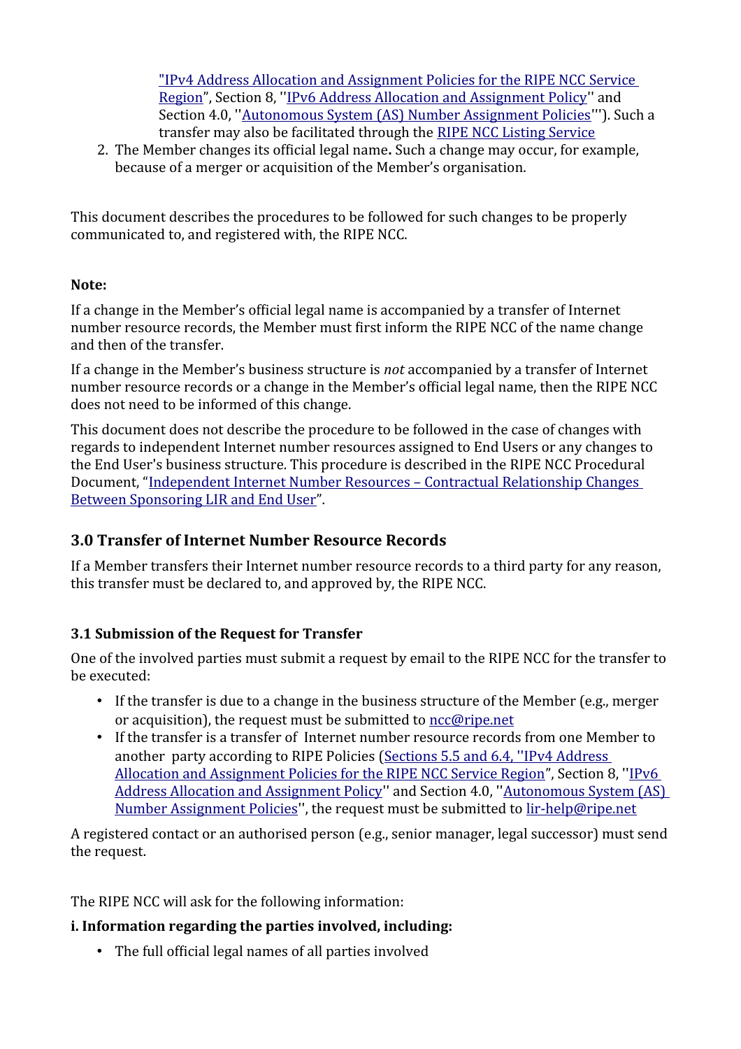"IPv4 Address Allocation and Assignment Policies for the RIPE NCC Service Region", Section 8, ''IPv6 Address Allocation and Assignment Policy'' and Section 4.0, ''Autonomous System (AS) Number Assignment Policies'''). Such a transfer may also be facilitated through the RIPE NCC Listing Service

2. The Member changes its official legal name**.** Such a change may occur, for example, because of a merger or acquisition of the Member's organisation.

This document describes the procedures to be followed for such changes to be properly communicated to, and registered with, the RIPE NCC.

**Note:**

If a change in the Member's official legal name is accompanied by a transfer of Internet number resource records, the Member must first inform the RIPE NCC of the name change and then of the transfer.

If a change in the Member's business structure is *not* accompanied by a transfer of Internet number resource records or a change in the Member's official legal name, then the RIPE NCC does not need to be informed of this change.

This document does not describe the procedure to be followed in the case of changes with regards to independent Internet number resources assigned to End Users or any changes to the End User's business structure. This procedure is described in the RIPE NCC Procedural Document, "Independent Internet Number Resources – Contractual Relationship Changes Between Sponsoring LIR and End User".

## 3.0 Transfer of Internet Number Resource Records

If a Member transfers their Internet number resource records to a third party for any reason, this transfer must be declared to, and approved by, the RIPE NCC.

### 3.1 Submission of the Request for Transfer

One of the involved parties must submit a request by email to the RIPE NCC for the transfer to be executed:

- If the transfer is due to a change in the business structure of the Member (e.g., merger or acquisition), the request must be submitted to ncc@ripe.net
- If the transfer is a transfer of Internet number resource records from one Member to another party according to RIPE Policies (Sections 5.5 and 6.4, ''IPv4 Address Allocation and Assignment Policies for the RIPE NCC Service Region", Section 8, ''IPv6 Address Allocation and Assignment Policy'' and Section 4.0, ''Autonomous System (AS) Number Assignment Policies'', the request must be submitted to lir-help@ripe.net

A registered contact or an authorised person (e.g., senior manager, legal successor) must send the request.

The RIPE NCC will ask for the following information:

**i. Information regarding the parties involved, including:**

- The full official legal names of all parties involved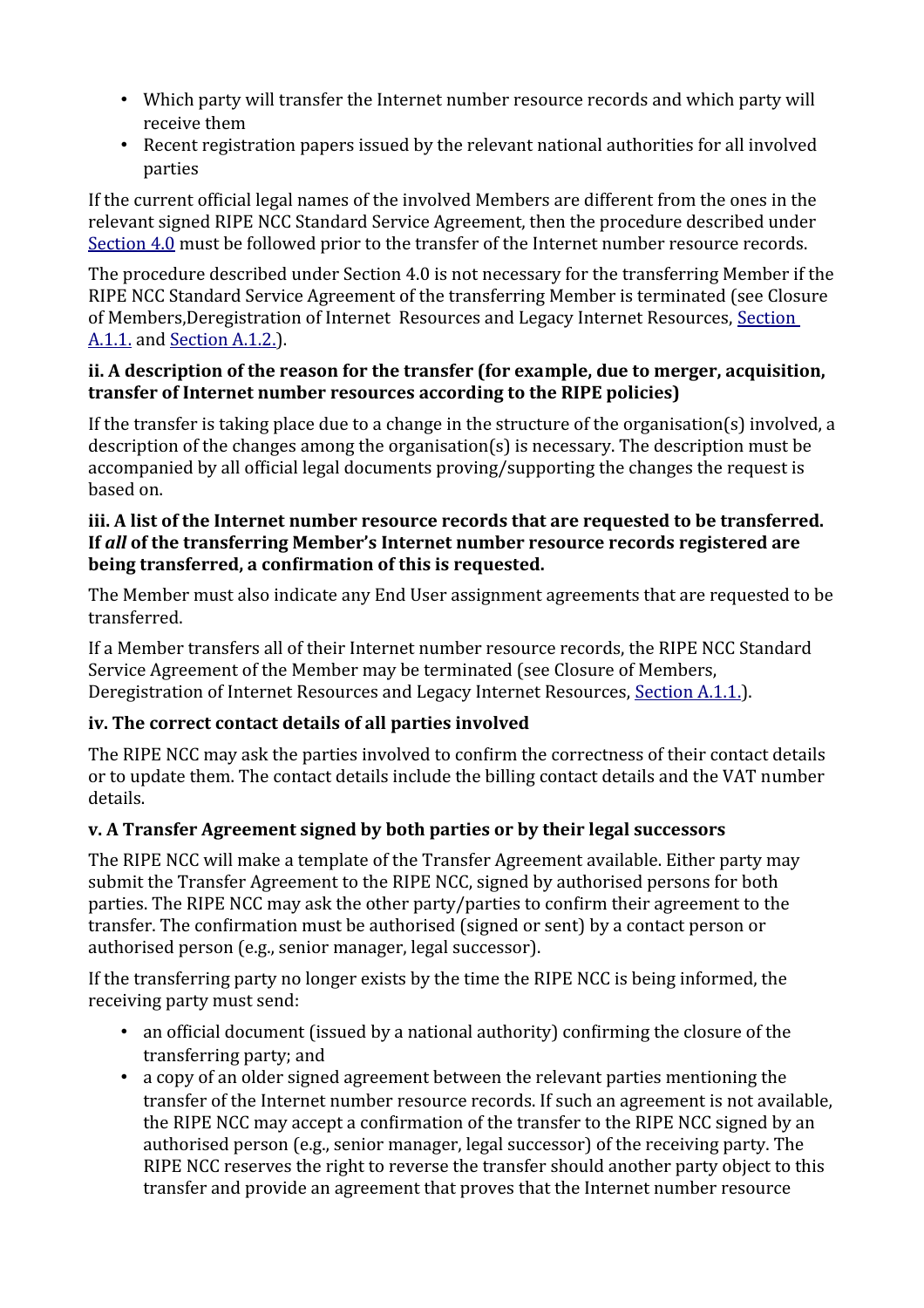- Which party will transfer the Internet number resource records and which party will receive them
- Recent registration papers issued by the relevant national authorities for all involved parties

If the current official legal names of the involved Members are different from the ones in the relevant signed RIPE NCC Standard Service Agreement, then the procedure described under Section 4.0 must be followed prior to the transfer of the Internet number resource records.

The procedure described under Section 4.0 is not necessary for the transferring Member if the RIPE NCC Standard Service Agreement of the transferring Member is terminated (see Closure of Members,Deregistration of Internet Resources and Legacy Internet Resources, Section A.1.1. and Section A.1.2.).

**ii. A description of the reason for the transfer (for example, due to merger, acquisition, transfer of Internet number resources according to the RIPE policies)**

If the transfer is taking place due to a change in the structure of the organisation(s) involved, a description of the changes among the organisation(s) is necessary. The description must be accompanied by all official legal documents proving/supporting the changes the request is based on.

**iii. A list of the Internet number resource records that are requested to be transferred. If *all* of the transferring Member's Internet number resource records registered are being transferred, a confirmation of this is requested.**

The Member must also indicate any End User assignment agreements that are requested to be transferred.

If a Member transfers all of their Internet number resource records, the RIPE NCC Standard Service Agreement of the Member may be terminated (see Closure of Members, Deregistration of Internet Resources and Legacy Internet Resources, Section A.1.1.).

**iv. The correct contact details of all parties involved**

The RIPE NCC may ask the parties involved to confirm the correctness of their contact details or to update them. The contact details include the billing contact details and the VAT number details.

**v. A Transfer Agreement signed by both parties or by their legal successors**

The RIPE NCC will make a template of the Transfer Agreement available. Either party may submit the Transfer Agreement to the RIPE NCC, signed by authorised persons for both parties. The RIPE NCC may ask the other party/parties to confirm their agreement to the transfer. The confirmation must be authorised (signed or sent) by a contact person or authorised person (e.g., senior manager, legal successor).

If the transferring party no longer exists by the time the RIPE NCC is being informed, the receiving party must send:

- an official document (issued by a national authority) confirming the closure of the transferring party; and
- a copy of an older signed agreement between the relevant parties mentioning the transfer of the Internet number resource records. If such an agreement is not available, the RIPE NCC may accept a confirmation of the transfer to the RIPE NCC signed by an authorised person (e.g., senior manager, legal successor) of the receiving party. The RIPE NCC reserves the right to reverse the transfer should another party object to this transfer and provide an agreement that proves that the Internet number resource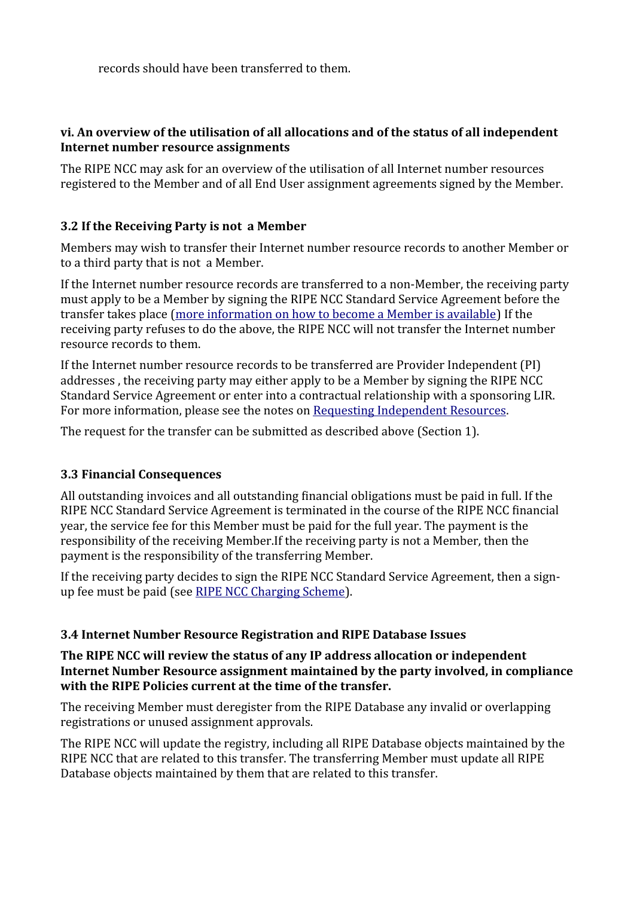records should have been transferred to them.

### vi. An overview of the utilisation of all allocations and of the status of all independent Internet number resource assignments

The RIPE NCC may ask for an overview of the utilisation of all Internet number resources registered to the Member and of all End User assignment agreements signed by the Member.

### 3.2 If the Receiving Party is not a Member

Members may wish to transfer their Internet number resource records to another Member or to a third party that is not a Member.

If the Internet number resource records are transferred to a non-Member, the receiving party must apply to be a Member by signing the RIPE NCC Standard Service Agreement before the transfer takes place (more information on how to become a Member is available) If the receiving party refuses to do the above, the RIPE NCC will not transfer the Internet number resource records to them.

If the Internet number resource records to be transferred are Provider Independent (PI) addresses , the receiving party may either apply to be a Member by signing the RIPE NCC Standard Service Agreement or enter into a contractual relationship with a sponsoring LIR. For more information, please see the notes on Requesting Independent Resources.

The request for the transfer can be submitted as described above (Section 1).

### 3.3 Financial Consequences

All outstanding invoices and all outstanding financial obligations must be paid in full. If the RIPE NCC Standard Service Agreement is terminated in the course of the RIPE NCC financial year, the service fee for this Member must be paid for the full year. The payment is the responsibility of the receiving Member.If the receiving party is not a Member, then the payment is the responsibility of the transferring Member.

If the receiving party decides to sign the RIPE NCC Standard Service Agreement, then a sign-up fee must be paid (see RIPE NCC Charging Scheme).

### 3.4 Internet Number Resource Registration and RIPE Database Issues

**The RIPE NCC will review the status of any IP address allocation or independent Internet Number Resource assignment maintained by the party involved, in compliance with the RIPE Policies current at the time of the transfer.**

The receiving Member must deregister from the RIPE Database any invalid or overlapping registrations or unused assignment approvals.

The RIPE NCC will update the registry, including all RIPE Database objects maintained by the RIPE NCC that are related to this transfer. The transferring Member must update all RIPE Database objects maintained by them that are related to this transfer.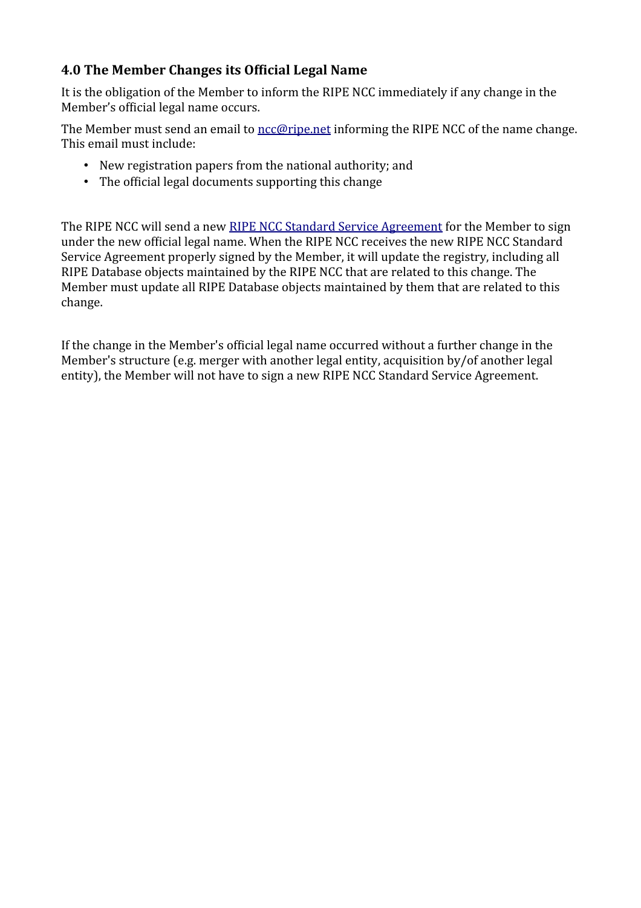## 4.0 The Member Changes its Official Legal Name

It is the obligation of the Member to inform the RIPE NCC immediately if any change in the Member's official legal name occurs.

The Member must send an email to ncc@ripe.net informing the RIPE NCC of the name change. This email must include:

- New registration papers from the national authority; and
- The official legal documents supporting this change

The RIPE NCC will send a new RIPE NCC Standard Service Agreement for the Member to sign under the new official legal name. When the RIPE NCC receives the new RIPE NCC Standard Service Agreement properly signed by the Member, it will update the registry, including all RIPE Database objects maintained by the RIPE NCC that are related to this change. The Member must update all RIPE Database objects maintained by them that are related to this change.

If the change in the Member's official legal name occurred without a further change in the Member's structure (e.g. merger with another legal entity, acquisition by/of another legal entity), the Member will not have to sign a new RIPE NCC Standard Service Agreement.